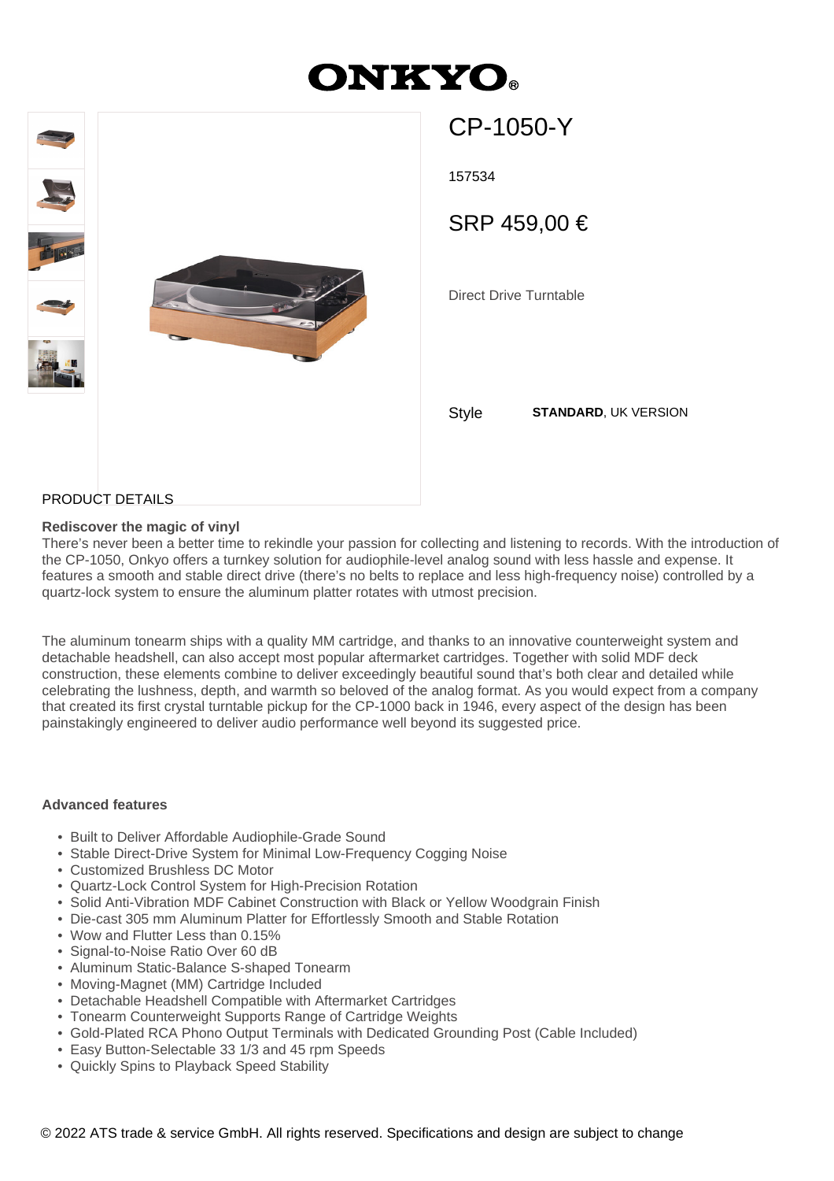# ONKYO

## CP-1050-Y

157534

SRP 459,00 €

Direct Drive Turntable

Style **STANDARD**, UK VERSION

PRODUCT DETAILS

**Rediscover the magic of vinyl**

There's never been a better time to rekindle your passion for collecting and listening to records. With the introduction of the CP-1050, Onkyo offers a turnkey solution for audiophile-level analog sound with less hassle and expense. It features a smooth and stable direct drive (there's no belts to replace and less high-frequency noise) controlled by a quartz-lock system to ensure the aluminum platter rotates with utmost precision.

The aluminum tonearm ships with a quality MM cartridge, and thanks to an innovative counterweight system and detachable headshell, can also accept most popular aftermarket cartridges. Together with solid MDF deck construction, these elements combine to deliver exceedingly beautiful sound that's both clear and detailed while celebrating the lushness, depth, and warmth so beloved of the analog format. As you would expect from a company that created its first crystal turntable pickup for the CP-1000 back in 1946, every aspect of the design has been painstakingly engineered to deliver audio performance well beyond its suggested price.

**Advanced features**

- Built to Deliver Affordable Audiophile-Grade Sound
- Stable Direct-Drive System for Minimal Low-Frequency Cogging Noise
- Customized Brushless DC Motor
- Quartz-Lock Control System for High-Precision Rotation
- Solid Anti-Vibration MDF Cabinet Construction with Black or Yellow Woodgrain Finish
- Die-cast 305 mm Aluminum Platter for Effortlessly Smooth and Stable Rotation
- Wow and Flutter Less than 0.15%
- Signal-to-Noise Ratio Over 60 dB
- Aluminum Static-Balance S-shaped Tonearm
- Moving-Magnet (MM) Cartridge Included
- Detachable Headshell Compatible with Aftermarket Cartridges
- Tonearm Counterweight Supports Range of Cartridge Weights
- Gold-Plated RCA Phono Output Terminals with Dedicated Grounding Post (Cable Included)
- Easy Button-Selectable 33 1/3 and 45 rpm Speeds
- Quickly Spins to Playback Speed Stability

© 2022 ATS trade & service GmbH. All rights reserved. Specifications and design are subject to change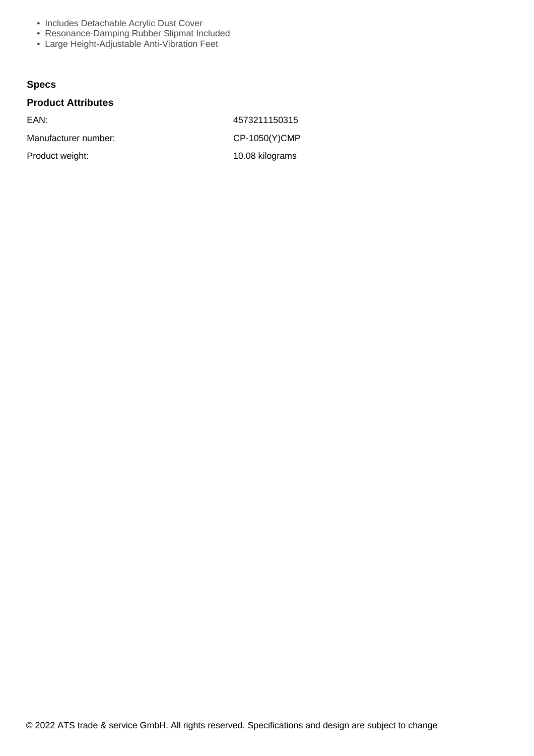- Includes Detachable Acrylic Dust Cover
- Resonance-Damping Rubber Slipmat Included
- Large Height-Adjustable Anti-Vibration Feet

## Specs

### Product Attributes

| | |
|---|---|
| EAN: | 4573211150315 |
| Manufacturer number: | CP-1050(Y)CMP |
| Product weight: | 10.08 kilograms |

© 2022 ATS trade & service GmbH. All rights reserved. Specifications and design are subject to change